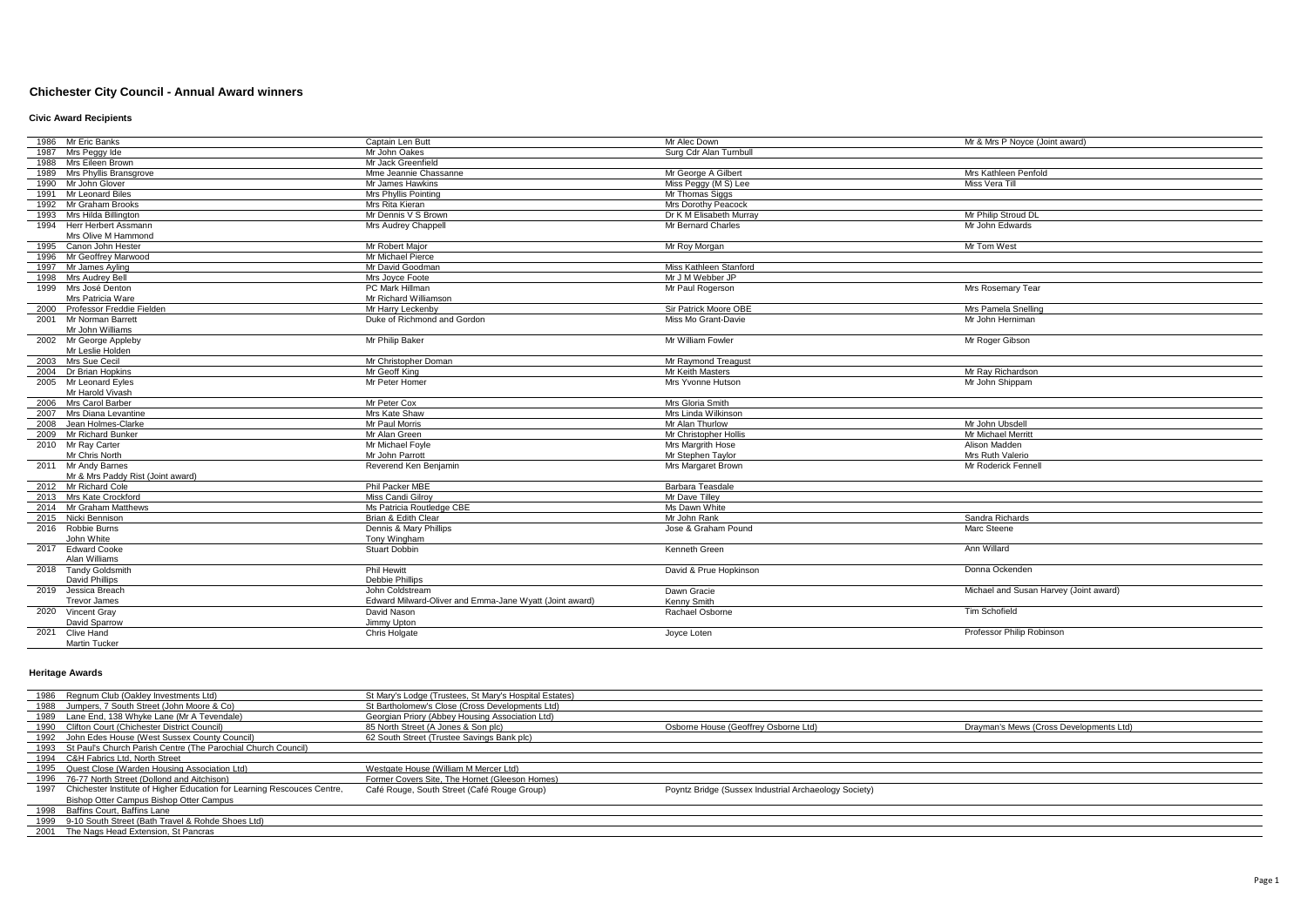# Chichester City Council - Annual Award winners

## Civic Award Recipients

| Year | | | | |
|---|---|---|---|---|
| 1986 | Mr Eric Banks | Captain Len Butt | Mr Alec Down | Mr & Mrs P Noyce (Joint award) |
| 1987 | Mrs Peggy Ide | Mr John Oakes | Surg Cdr Alan Turnbull | |
| 1988 | Mrs Eileen Brown | Mr Jack Greenfield | | |
| 1989 | Mrs Phyllis Bransgrove | Mme Jeannie Chassanne | Mr George A Gilbert | Mrs Kathleen Penfold |
| 1990 | Mr John Glover | Mr James Hawkins | Miss Peggy (M S) Lee | Miss Vera Till |
| 1991 | Mr Leonard Biles | Mrs Phyllis Pointing | Mr Thomas Siggs | |
| 1992 | Mr Graham Brooks | Mrs Rita Kieran | Mrs Dorothy Peacock | |
| 1993 | Mrs Hilda Billington | Mr Dennis V S Brown | Dr K M Elisabeth Murray | Mr Philip Stroud DL |
| 1994 | Herr Herbert Assmann<br>Mrs Olive M Hammond | Mrs Audrey Chappell | Mr Bernard Charles | Mr John Edwards |
| 1995 | Canon John Hester | Mr Robert Major | Mr Roy Morgan | Mr Tom West |
| 1996 | Mr Geoffrey Marwood | Mr Michael Pierce | | |
| 1997 | Mr James Ayling | Mr David Goodman | Miss Kathleen Stanford | |
| 1998 | Mrs Audrey Bell | Mrs Joyce Foote | Mr J M Webber JP | |
| 1999 | Mrs José Denton<br>Mrs Patricia Ware | PC Mark Hillman<br>Mr Richard Williamson | Mr Paul Rogerson | Mrs Rosemary Tear |
| 2000 | Professor Freddie Fielden | Mr Harry Leckenby | Sir Patrick Moore OBE | Mrs Pamela Snelling |
| 2001 | Mr Norman Barrett<br>Mr John Williams | Duke of Richmond and Gordon | Miss Mo Grant-Davie | Mr John Herniman |
| 2002 | Mr George Appleby<br>Mr Leslie Holden | Mr Philip Baker | Mr William Fowler | Mr Roger Gibson |
| 2003 | Mrs Sue Cecil | Mr Christopher Doman | Mr Raymond Treagust | |
| 2004 | Dr Brian Hopkins | Mr Geoff King | Mr Keith Masters | Mr Ray Richardson |
| 2005 | Mr Leonard Eyles<br>Mr Harold Vivash | Mr Peter Homer | Mrs Yvonne Hutson | Mr John Shippam |
| 2006 | Mrs Carol Barber | Mr Peter Cox | Mrs Gloria Smith | |
| 2007 | Mrs Diana Levantine | Mrs Kate Shaw | Mrs Linda Wilkinson | |
| 2008 | Jean Holmes-Clarke | Mr Paul Morris | Mr Alan Thurlow | Mr John Ubsdell |
| 2009 | Mr Richard Bunker | Mr Alan Green | Mr Christopher Hollis | Mr Michael Merritt |
| 2010 | Mr Ray Carter<br>Mr Chris North | Mr Michael Foyle<br>Mr John Parrott | Mrs Margrith Hose<br>Mr Stephen Taylor | Alison Madden<br>Mrs Ruth Valerio |
| 2011 | Mr Andy Barnes<br>Mr & Mrs Paddy Rist (Joint award) | Reverend Ken Benjamin | Mrs Margaret Brown | Mr Roderick Fennell |
| 2012 | Mr Richard Cole | Phil Packer MBE | Barbara Teasdale | |
| 2013 | Mrs Kate Crockford | Miss Candi Gilroy | Mr Dave Tilley | |
| 2014 | Mr Graham Matthews | Ms Patricia Routledge CBE | Ms Dawn White | |
| 2015 | Nicki Bennison | Brian & Edith Clear | Mr John Rank | Sandra Richards |
| 2016 | Robbie Burns<br>John White | Dennis & Mary Phillips<br>Tony Wingham | Jose & Graham Pound | Marc Steene |
| 2017 | Edward Cooke<br>Alan Williams | Stuart Dobbin | Kenneth Green | Ann Willard |
| 2018 | Tandy Goldsmith<br>David Phillips | Phil Hewitt<br>Debbie Phillips | David & Prue Hopkinson | Donna Ockenden |
| 2019 | Jessica Breach<br>Trevor James | John Coldstream<br>Edward Milward-Oliver and Emma-Jane Wyatt (Joint award) | Dawn Gracie<br>Kenny Smith | Michael and Susan Harvey (Joint award) |
| 2020 | Vincent Gray<br>David Sparrow | David Nason<br>Jimmy Upton | Rachael Osborne | Tim Schofield |
| 2021 | Clive Hand<br>Martin Tucker | Chris Holgate | Joyce Loten | Professor Philip Robinson |

## Heritage Awards

| Year | | | | |
|---|---|---|---|---|
| 1986 | Regnum Club (Oakley Investments Ltd) | St Mary's Lodge (Trustees, St Mary's Hospital Estates) | | |
| 1988 | Jumpers, 7 South Street (John Moore & Co) | St Bartholomew's Close (Cross Developments Ltd) | | |
| 1989 | Lane End, 138 Whyke Lane (Mr A Tevendale) | Georgian Priory (Abbey Housing Association Ltd) | | |
| 1990 | Clifton Court (Chichester District Council) | 85 North Street (A Jones & Son plc) | Osborne House (Geoffrey Osborne Ltd) | Drayman's Mews (Cross Developments Ltd) |
| 1992 | John Edes House (West Sussex County Council) | 62 South Street (Trustee Savings Bank plc) | | |
| 1993 | St Paul's Church Parish Centre (The Parochial Church Council) | | | |
| 1994 | C&H Fabrics Ltd, North Street | | | |
| 1995 | Quest Close (Warden Housing Association Ltd) | Westgate House (William M Mercer Ltd) | | |
| 1996 | 76-77 North Street (Dollond and Aitchison) | Former Covers Site, The Hornet (Gleeson Homes) | | |
| 1997 | Chichester Institute of Higher Education for Learning Rescouces Centre, Bishop Otter Campus Bishop Otter Campus | Café Rouge, South Street (Café Rouge Group) | Poyntz Bridge (Sussex Industrial Archaeology Society) | |
| 1998 | Baffins Court, Baffins Lane | | | |
| 1999 | 9-10 South Street (Bath Travel & Rohde Shoes Ltd) | | | |
| 2001 | The Nags Head Extension, St Pancras | | | |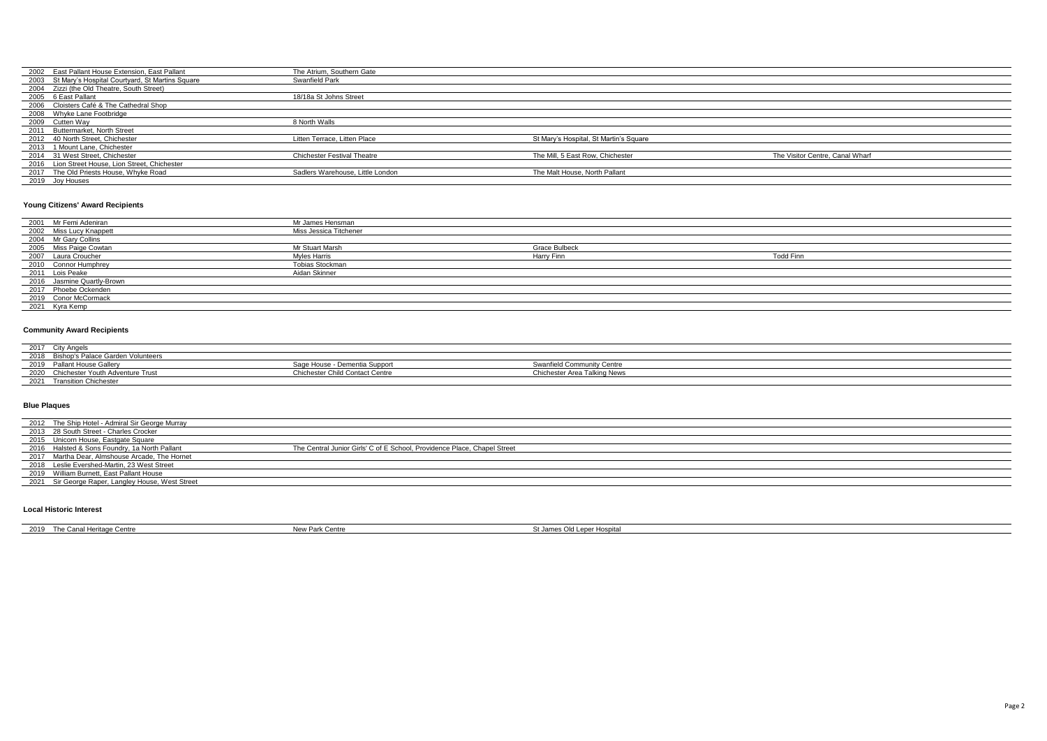| | | | | |
|---|---|---|---|---|
| 2002 | East Pallant House Extension, East Pallant | The Atrium, Southern Gate | | |
| 2003 | St Mary's Hospital Courtyard, St Martins Square | Swanfield Park | | |
| 2004 | Zizzi (the Old Theatre, South Street) | | | |
| 2005 | 6 East Pallant | 18/18a St Johns Street | | |
| 2006 | Cloisters Café & The Cathedral Shop | | | |
| 2008 | Whyke Lane Footbridge | | | |
| 2009 | Cutten Way | 8 North Walls | | |
| 2011 | Buttermarket, North Street | | | |
| 2012 | 40 North Street, Chichester | Litten Terrace, Litten Place | St Mary's Hospital, St Martin's Square | |
| 2013 | 1 Mount Lane, Chichester | | | |
| 2014 | 31 West Street, Chichester | Chichester Festival Theatre | The Mill, 5 East Row, Chichester | The Visitor Centre, Canal Wharf |
| 2016 | Lion Street House, Lion Street, Chichester | | | |
| 2017 | The Old Priests House, Whyke Road | Sadlers Warehouse, Little London | The Malt House, North Pallant | |
| 2019 | Joy Houses | | | |

**Young Citizens' Award Recipients**

| | | | | |
|---|---|---|---|---|
| 2001 | Mr Femi Adeniran | Mr James Hensman | | |
| 2002 | Miss Lucy Knappett | Miss Jessica Titchener | | |
| 2004 | Mr Gary Collins | | | |
| 2005 | Miss Paige Cowtan | Mr Stuart Marsh | Grace Bulbeck | |
| 2007 | Laura Croucher | Myles Harris | Harry Finn | Todd Finn |
| 2010 | Connor Humphrey | Tobias Stockman | | |
| 2011 | Lois Peake | Aidan Skinner | | |
| 2016 | Jasmine Quartly-Brown | | | |
| 2017 | Phoebe Ockenden | | | |
| 2019 | Conor McCormack | | | |
| 2021 | Kyra Kemp | | | |

**Community Award Recipients**

| | | | |
|---|---|---|---|
| 2017 | City Angels | | |
| 2018 | Bishop's Palace Garden Volunteers | | |
| 2019 | Pallant House Gallery | Sage House - Dementia Support | Swanfield Community Centre |
| 2020 | Chichester Youth Adventure Trust | Chichester Child Contact Centre | Chichester Area Talking News |
| 2021 | Transition Chichester | | |

**Blue Plaques**

| | | |
|---|---|---|
| 2012 | The Ship Hotel - Admiral Sir George Murray | |
| 2013 | 28 South Street - Charles Crocker | |
| 2015 | Unicorn House, Eastgate Square | |
| 2016 | Halsted & Sons Foundry, 1a North Pallant | The Central Junior Girls' C of E School, Providence Place, Chapel Street |
| 2017 | Martha Dear, Almshouse Arcade, The Hornet | |
| 2018 | Leslie Evershed-Martin, 23 West Street | |
| 2019 | William Burnett, East Pallant House | |
| 2021 | Sir George Raper, Langley House, West Street | |

**Local Historic Interest**

| | | | |
|---|---|---|---|
| 2019 | The Canal Heritage Centre | New Park Centre | St James Old Leper Hospital |